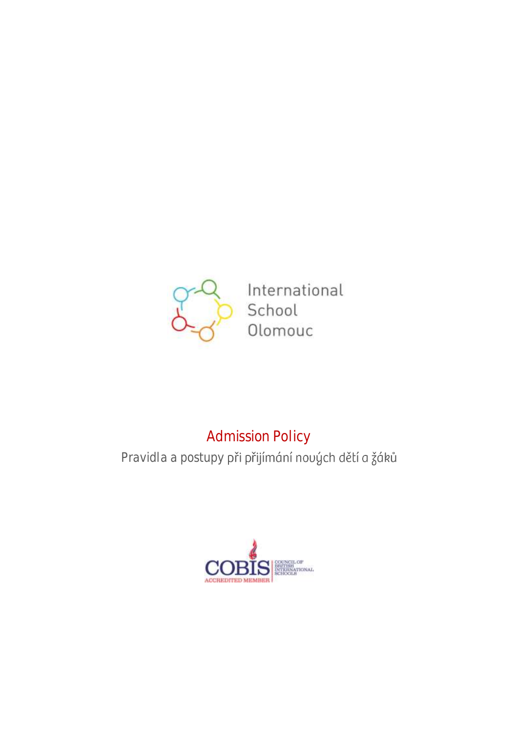International School Olomouc

# Admission Policy

Pravidla a postupy při přijímání nových dětí a žáků

COBIS ACCREDITED MEMBER COUNCIL OF BRITISH INTERNATIONAL SCHOOLS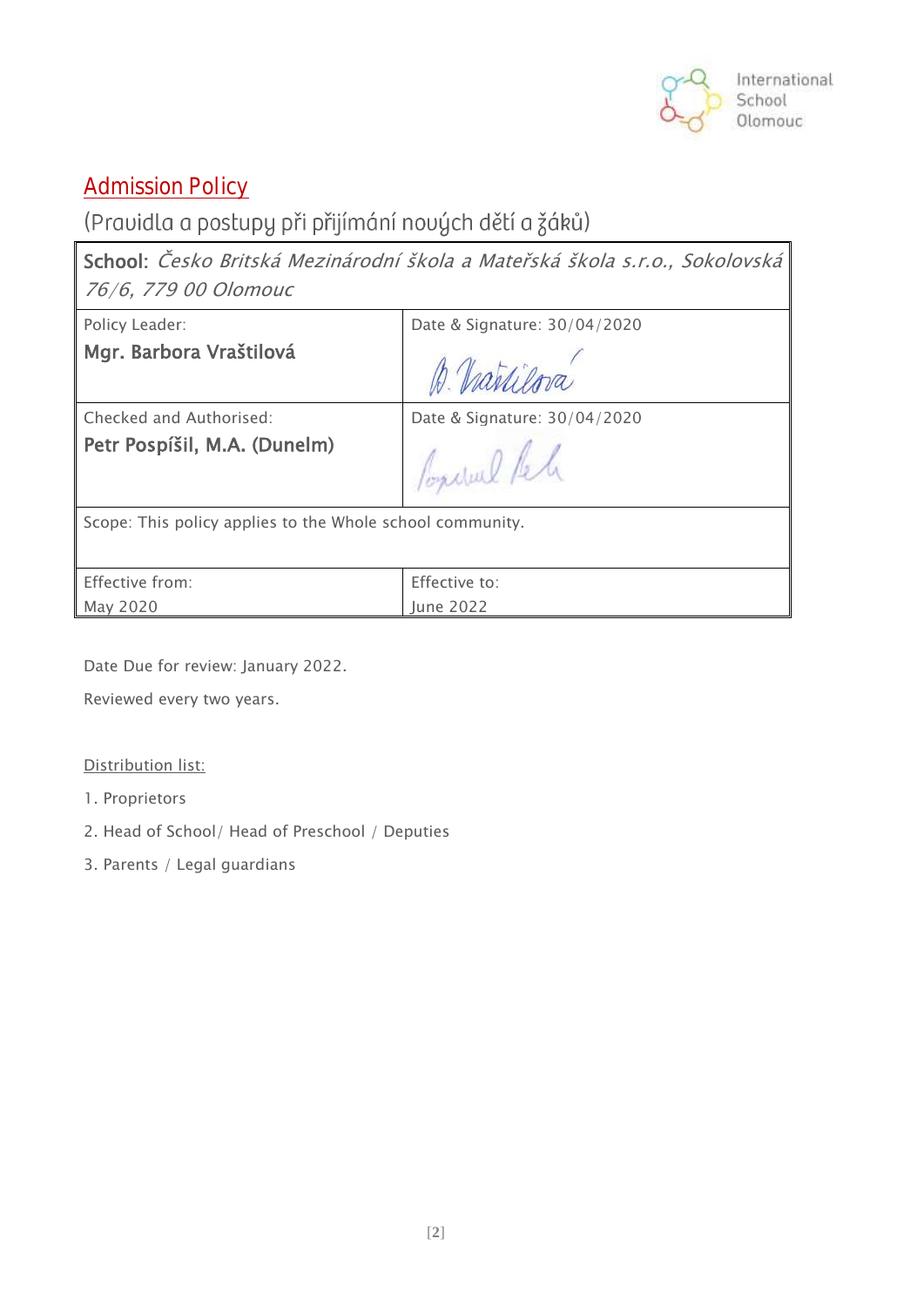# Admission Policy

## (Pravidla a postupy při přijímání nových dětí a žáků)

| **School:** *Česko Britská Mezinárodní škola a Mateřská škola s.r.o., Sokolovská 76/6, 779 00 Olomouc* | |
|---|---|
| Policy Leader:<br>**Mgr. Barbora Vraštilová** | Date & Signature: 30/04/2020 |
| Checked and Authorised:<br>**Petr Pospíšil, M.A. (Dunelm)** | Date & Signature: 30/04/2020 |
| Scope: This policy applies to the Whole school community. | |
| Effective from:<br>May 2020 | Effective to:<br>June 2022 |

Date Due for review: January 2022.

Reviewed every two years.

Distribution list:

1. Proprietors
2. Head of School/ Head of Preschool / Deputies
3. Parents / Legal guardians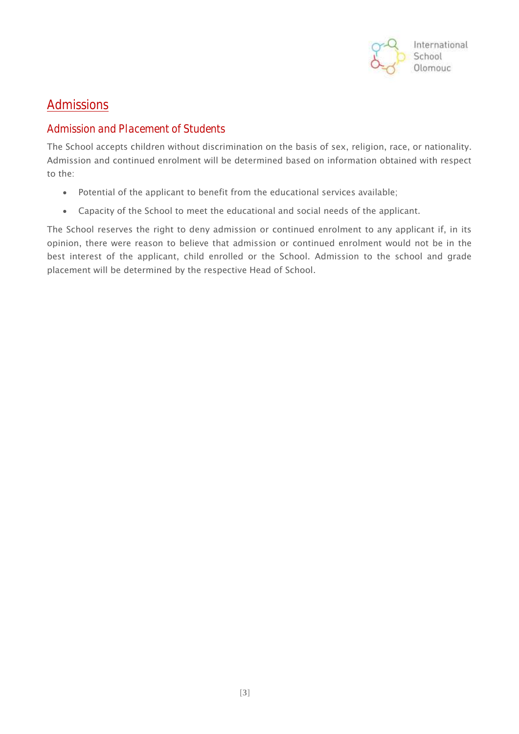# Admissions

## Admission and Placement of Students

The School accepts children without discrimination on the basis of sex, religion, race, or nationality. Admission and continued enrolment will be determined based on information obtained with respect to the:

- Potential of the applicant to benefit from the educational services available;
- Capacity of the School to meet the educational and social needs of the applicant.

The School reserves the right to deny admission or continued enrolment to any applicant if, in its opinion, there were reason to believe that admission or continued enrolment would not be in the best interest of the applicant, child enrolled or the School. Admission to the school and grade placement will be determined by the respective Head of School.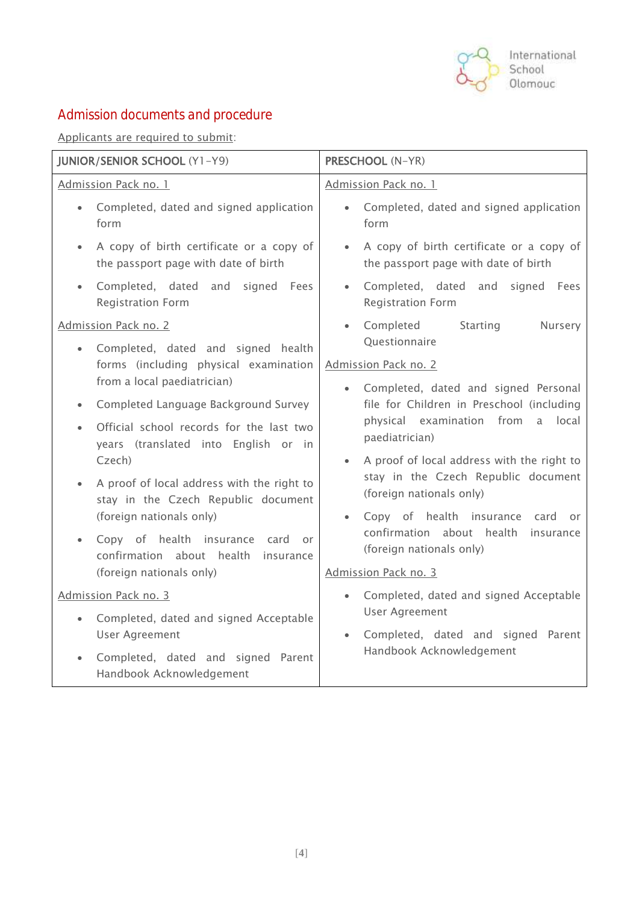## Admission documents and procedure

Applicants are required to submit:

| **JUNIOR/SENIOR SCHOOL** (Y1–Y9) | **PRESCHOOL** (N–YR) |
|---|---|
| Admission Pack no. 1<br>• Completed, dated and signed application form<br>• A copy of birth certificate or a copy of the passport page with date of birth<br>• Completed, dated and signed Fees Registration Form<br>Admission Pack no. 2<br>• Completed, dated and signed health forms (including physical examination from a local paediatrician)<br>• Completed Language Background Survey<br>• Official school records for the last two years (translated into English or in Czech)<br>• A proof of local address with the right to stay in the Czech Republic document (foreign nationals only)<br>• Copy of health insurance card or confirmation about health insurance (foreign nationals only)<br>Admission Pack no. 3<br>• Completed, dated and signed Acceptable User Agreement<br>• Completed, dated and signed Parent Handbook Acknowledgement | Admission Pack no. 1<br>• Completed, dated and signed application form<br>• A copy of birth certificate or a copy of the passport page with date of birth<br>• Completed, dated and signed Fees Registration Form<br>• Completed Starting Nursery Questionnaire<br>Admission Pack no. 2<br>• Completed, dated and signed Personal file for Children in Preschool (including physical examination from a local paediatrician)<br>• A proof of local address with the right to stay in the Czech Republic document (foreign nationals only)<br>• Copy of health insurance card or confirmation about health insurance (foreign nationals only)<br>Admission Pack no. 3<br>• Completed, dated and signed Acceptable User Agreement<br>• Completed, dated and signed Parent Handbook Acknowledgement |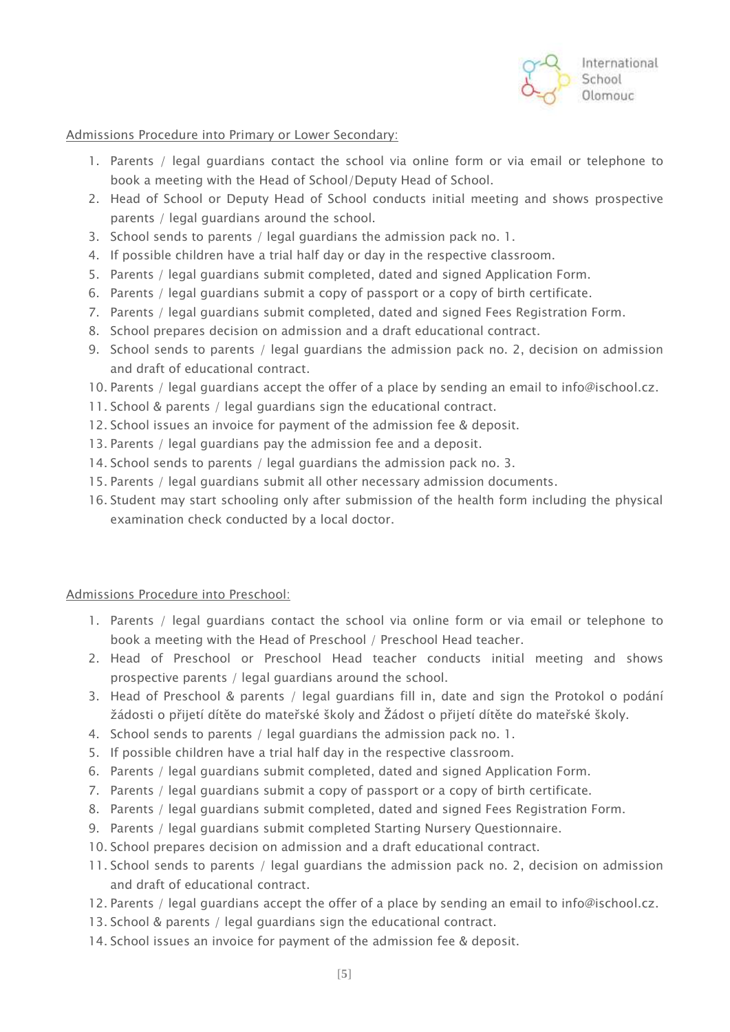Admissions Procedure into Primary or Lower Secondary:

1. Parents / legal guardians contact the school via online form or via email or telephone to book a meeting with the Head of School/Deputy Head of School.
2. Head of School or Deputy Head of School conducts initial meeting and shows prospective parents / legal guardians around the school.
3. School sends to parents / legal guardians the admission pack no. 1.
4. If possible children have a trial half day or day in the respective classroom.
5. Parents / legal guardians submit completed, dated and signed Application Form.
6. Parents / legal guardians submit a copy of passport or a copy of birth certificate.
7. Parents / legal guardians submit completed, dated and signed Fees Registration Form.
8. School prepares decision on admission and a draft educational contract.
9. School sends to parents / legal guardians the admission pack no. 2, decision on admission and draft of educational contract.
10. Parents / legal guardians accept the offer of a place by sending an email to info@ischool.cz.
11. School & parents / legal guardians sign the educational contract.
12. School issues an invoice for payment of the admission fee & deposit.
13. Parents / legal guardians pay the admission fee and a deposit.
14. School sends to parents / legal guardians the admission pack no. 3.
15. Parents / legal guardians submit all other necessary admission documents.
16. Student may start schooling only after submission of the health form including the physical examination check conducted by a local doctor.

Admissions Procedure into Preschool:

1. Parents / legal guardians contact the school via online form or via email or telephone to book a meeting with the Head of Preschool / Preschool Head teacher.
2. Head of Preschool or Preschool Head teacher conducts initial meeting and shows prospective parents / legal guardians around the school.
3. Head of Preschool & parents / legal guardians fill in, date and sign the Protokol o podání žádosti o přijetí dítěte do mateřské školy and Žádost o přijetí dítěte do mateřské školy.
4. School sends to parents / legal guardians the admission pack no. 1.
5. If possible children have a trial half day in the respective classroom.
6. Parents / legal guardians submit completed, dated and signed Application Form.
7. Parents / legal guardians submit a copy of passport or a copy of birth certificate.
8. Parents / legal guardians submit completed, dated and signed Fees Registration Form.
9. Parents / legal guardians submit completed Starting Nursery Questionnaire.
10. School prepares decision on admission and a draft educational contract.
11. School sends to parents / legal guardians the admission pack no. 2, decision on admission and draft of educational contract.
12. Parents / legal guardians accept the offer of a place by sending an email to info@ischool.cz.
13. School & parents / legal guardians sign the educational contract.
14. School issues an invoice for payment of the admission fee & deposit.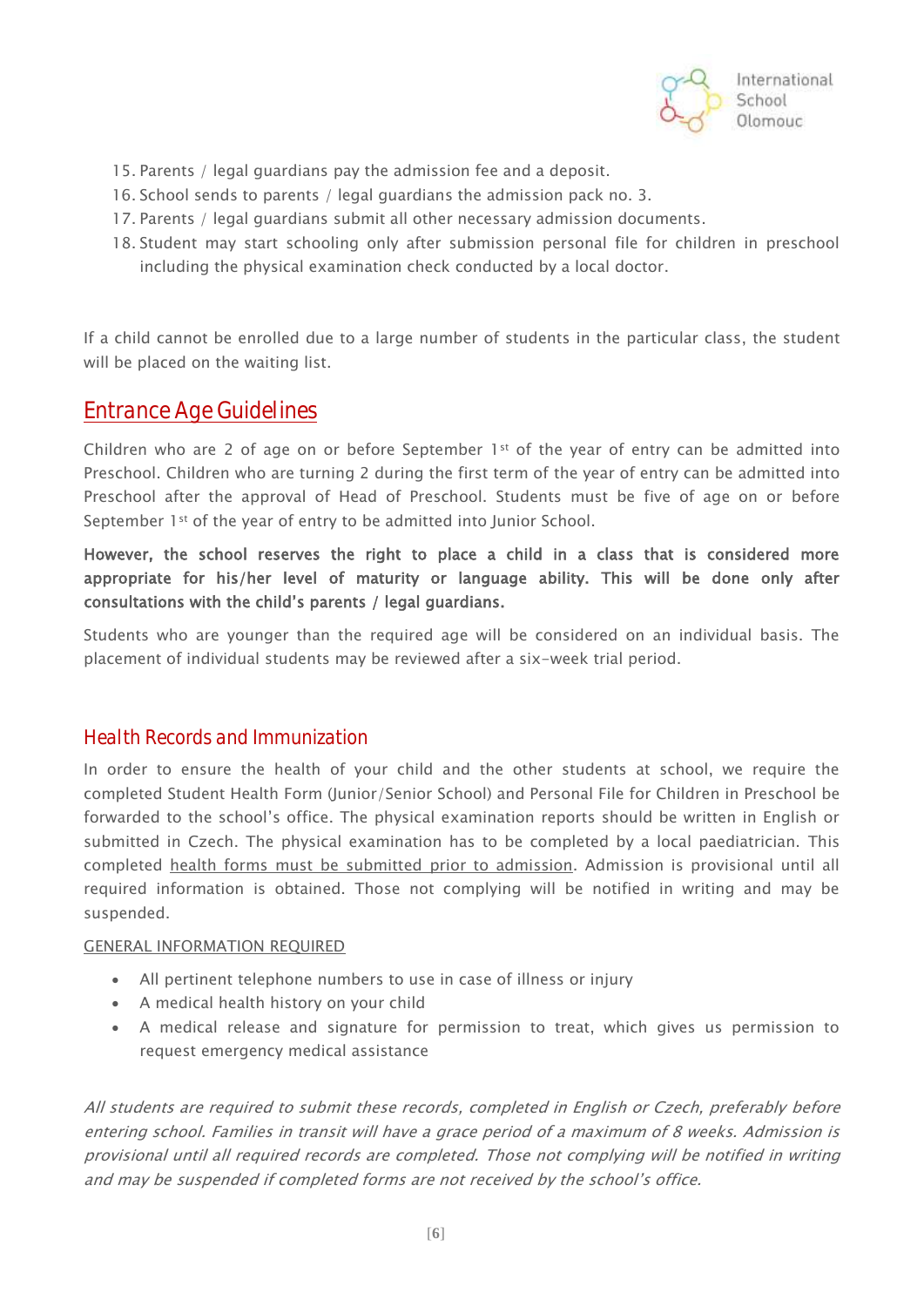15. Parents / legal guardians pay the admission fee and a deposit.
16. School sends to parents / legal guardians the admission pack no. 3.
17. Parents / legal guardians submit all other necessary admission documents.
18. Student may start schooling only after submission personal file for children in preschool including the physical examination check conducted by a local doctor.

If a child cannot be enrolled due to a large number of students in the particular class, the student will be placed on the waiting list.

## Entrance Age Guidelines

Children who are 2 of age on or before September 1st of the year of entry can be admitted into Preschool. Children who are turning 2 during the first term of the year of entry can be admitted into Preschool after the approval of Head of Preschool. Students must be five of age on or before September 1st of the year of entry to be admitted into Junior School.

**However, the school reserves the right to place a child in a class that is considered more appropriate for his/her level of maturity or language ability. This will be done only after consultations with the child's parents / legal guardians.**

Students who are younger than the required age will be considered on an individual basis. The placement of individual students may be reviewed after a six-week trial period.

## Health Records and Immunization

In order to ensure the health of your child and the other students at school, we require the completed Student Health Form (Junior/Senior School) and Personal File for Children in Preschool be forwarded to the school's office. The physical examination reports should be written in English or submitted in Czech. The physical examination has to be completed by a local paediatrician. This completed health forms must be submitted prior to admission. Admission is provisional until all required information is obtained. Those not complying will be notified in writing and may be suspended.

GENERAL INFORMATION REQUIRED

- All pertinent telephone numbers to use in case of illness or injury
- A medical health history on your child
- A medical release and signature for permission to treat, which gives us permission to request emergency medical assistance

*All students are required to submit these records, completed in English or Czech, preferably before entering school. Families in transit will have a grace period of a maximum of 8 weeks. Admission is provisional until all required records are completed. Those not complying will be notified in writing and may be suspended if completed forms are not received by the school's office.*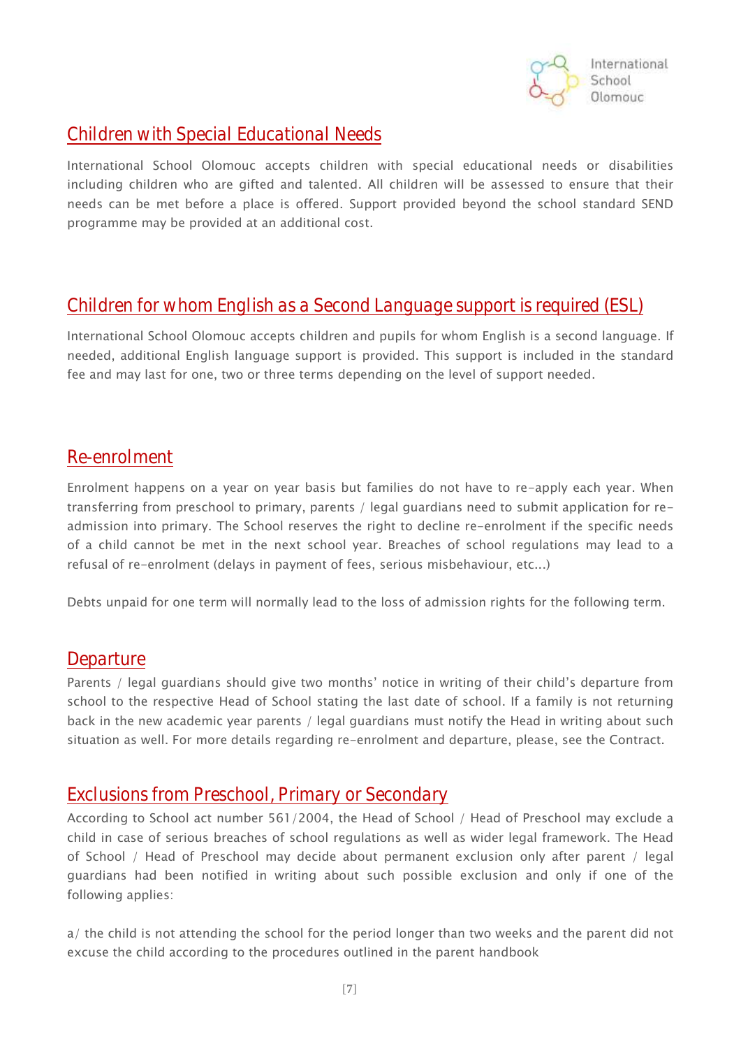## Children with Special Educational Needs

International School Olomouc accepts children with special educational needs or disabilities including children who are gifted and talented. All children will be assessed to ensure that their needs can be met before a place is offered. Support provided beyond the school standard SEND programme may be provided at an additional cost.

## Children for whom English as a Second Language support is required (ESL)

International School Olomouc accepts children and pupils for whom English is a second language. If needed, additional English language support is provided. This support is included in the standard fee and may last for one, two or three terms depending on the level of support needed.

## Re-enrolment

Enrolment happens on a year on year basis but families do not have to re-apply each year. When transferring from preschool to primary, parents / legal guardians need to submit application for re-admission into primary. The School reserves the right to decline re-enrolment if the specific needs of a child cannot be met in the next school year. Breaches of school regulations may lead to a refusal of re-enrolment (delays in payment of fees, serious misbehaviour, etc...)

Debts unpaid for one term will normally lead to the loss of admission rights for the following term.

## Departure

Parents / legal guardians should give two months' notice in writing of their child's departure from school to the respective Head of School stating the last date of school. If a family is not returning back in the new academic year parents / legal guardians must notify the Head in writing about such situation as well. For more details regarding re-enrolment and departure, please, see the Contract.

## Exclusions from Preschool, Primary or Secondary

According to School act number 561/2004, the Head of School / Head of Preschool may exclude a child in case of serious breaches of school regulations as well as wider legal framework. The Head of School / Head of Preschool may decide about permanent exclusion only after parent / legal guardians had been notified in writing about such possible exclusion and only if one of the following applies:

a/ the child is not attending the school for the period longer than two weeks and the parent did not excuse the child according to the procedures outlined in the parent handbook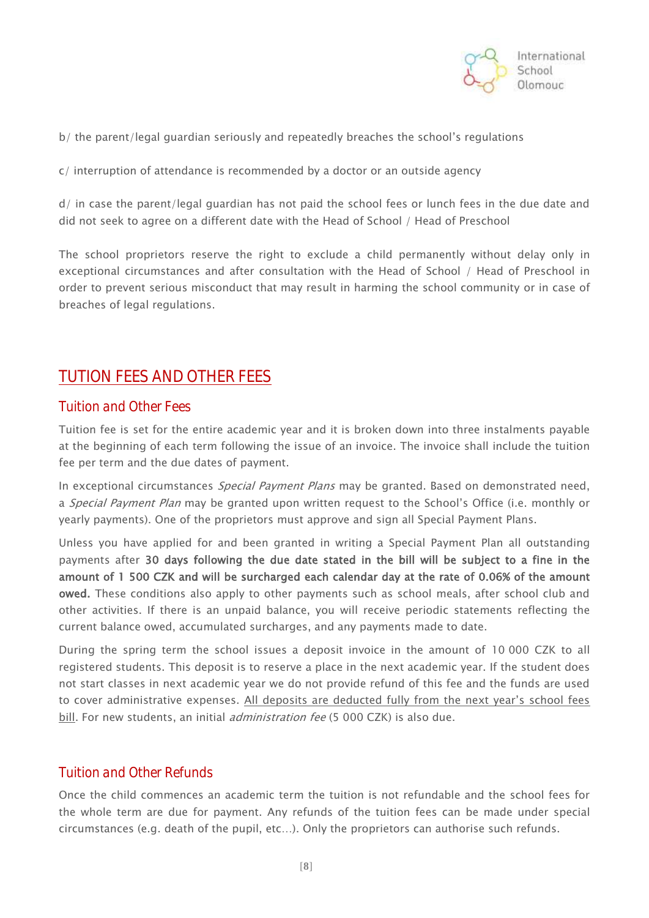b/ the parent/legal guardian seriously and repeatedly breaches the school's regulations

c/ interruption of attendance is recommended by a doctor or an outside agency

d/ in case the parent/legal guardian has not paid the school fees or lunch fees in the due date and did not seek to agree on a different date with the Head of School / Head of Preschool

The school proprietors reserve the right to exclude a child permanently without delay only in exceptional circumstances and after consultation with the Head of School / Head of Preschool in order to prevent serious misconduct that may result in harming the school community or in case of breaches of legal regulations.

# TUTION FEES AND OTHER FEES

## Tuition and Other Fees

Tuition fee is set for the entire academic year and it is broken down into three instalments payable at the beginning of each term following the issue of an invoice. The invoice shall include the tuition fee per term and the due dates of payment.

In exceptional circumstances *Special Payment Plans* may be granted. Based on demonstrated need, a *Special Payment Plan* may be granted upon written request to the School's Office (i.e. monthly or yearly payments). One of the proprietors must approve and sign all Special Payment Plans.

Unless you have applied for and been granted in writing a Special Payment Plan all outstanding payments after **30 days following the due date stated in the bill will be subject to a fine in the amount of 1 500 CZK and will be surcharged each calendar day at the rate of 0.06% of the amount owed.** These conditions also apply to other payments such as school meals, after school club and other activities. If there is an unpaid balance, you will receive periodic statements reflecting the current balance owed, accumulated surcharges, and any payments made to date.

During the spring term the school issues a deposit invoice in the amount of 10 000 CZK to all registered students. This deposit is to reserve a place in the next academic year. If the student does not start classes in next academic year we do not provide refund of this fee and the funds are used to cover administrative expenses. <u>All deposits are deducted fully from the next year's school fees bill</u>. For new students, an initial *administration fee* (5 000 CZK) is also due.

## Tuition and Other Refunds

Once the child commences an academic term the tuition is not refundable and the school fees for the whole term are due for payment. Any refunds of the tuition fees can be made under special circumstances (e.g. death of the pupil, etc…). Only the proprietors can authorise such refunds.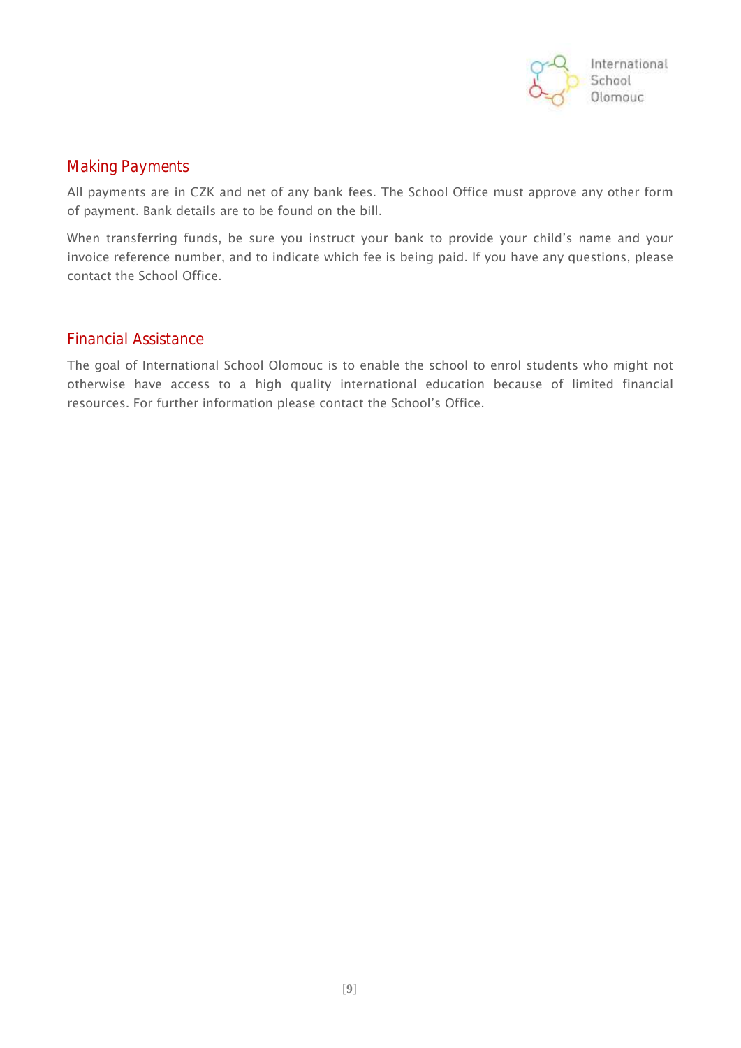## Making Payments

All payments are in CZK and net of any bank fees. The School Office must approve any other form of payment. Bank details are to be found on the bill.

When transferring funds, be sure you instruct your bank to provide your child's name and your invoice reference number, and to indicate which fee is being paid. If you have any questions, please contact the School Office.

## Financial Assistance

The goal of International School Olomouc is to enable the school to enrol students who might not otherwise have access to a high quality international education because of limited financial resources. For further information please contact the School's Office.